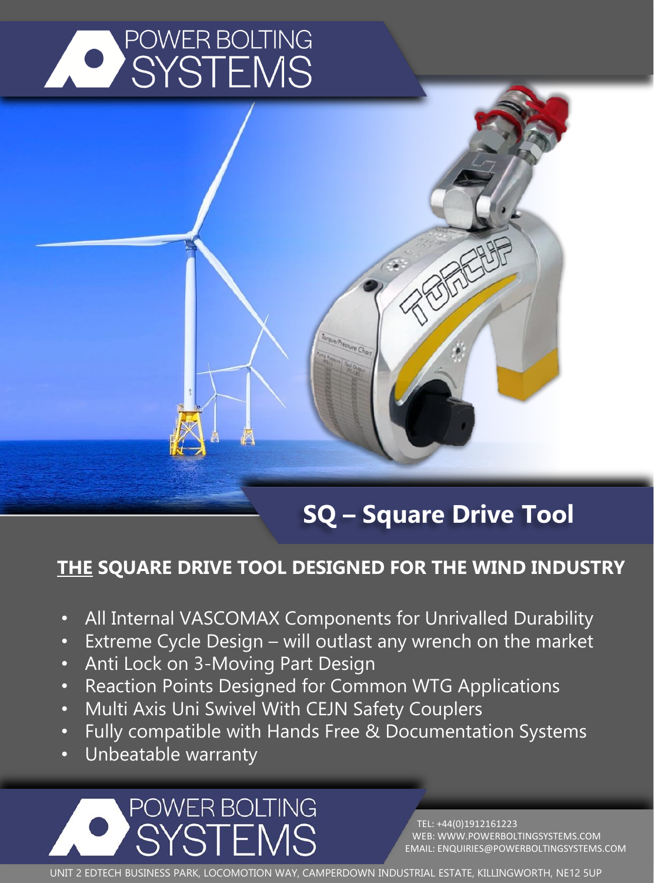# POWER BOLTING SYSTEMS

## SQ – Square Drive Tool

### <u>THE</u> SQUARE DRIVE TOOL DESIGNED FOR THE WIND INDUSTRY

- All Internal VASCOMAX Components for Unrivalled Durability
- Extreme Cycle Design – will outlast any wrench on the market
- Anti Lock on 3-Moving Part Design
- Reaction Points Designed for Common WTG Applications
- Multi Axis Uni Swivel With CEJN Safety Couplers
- Fully compatible with Hands Free & Documentation Systems
- Unbeatable warranty

POWER BOLTING SYSTEMS

TEL: +44(0)1912161223
WEB: WWW.POWERBOLTINGSYSTEMS.COM
EMAIL: ENQUIRIES@POWERBOLTINGSYSTEMS.COM

UNIT 2 EDTECH BUSINESS PARK, LOCOMOTION WAY, CAMPERDOWN INDUSTRIAL ESTATE, KILLINGWORTH, NE12 5UP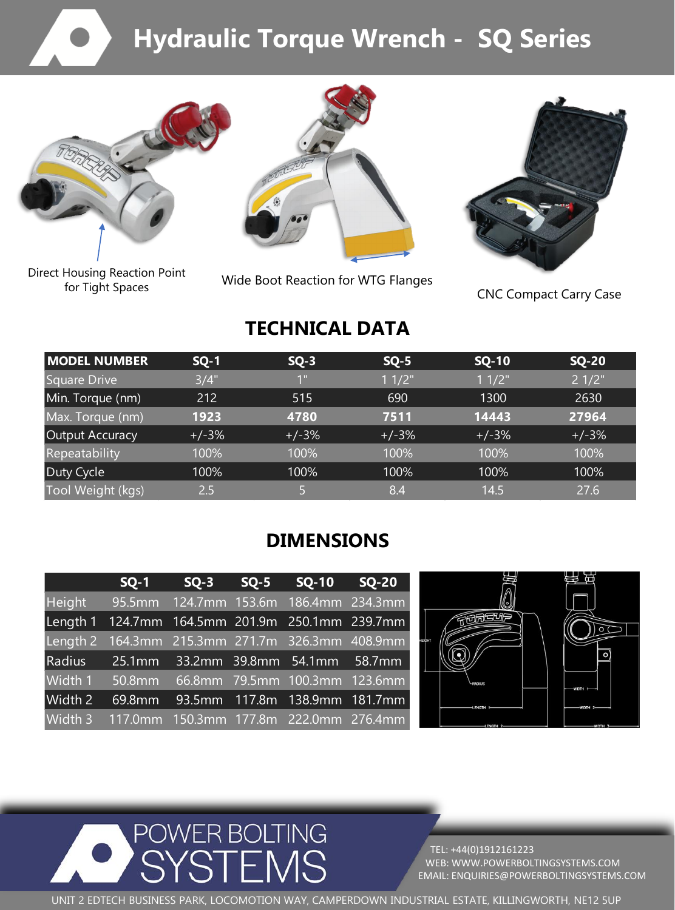# Hydraulic Torque Wrench - SQ Series

Direct Housing Reaction Point for Tight Spaces

Wide Boot Reaction for WTG Flanges

CNC Compact Carry Case

## TECHNICAL DATA

| MODEL NUMBER | SQ-1 | SQ-3 | SQ-5 | SQ-10 | SQ-20 |
|---|---|---|---|---|---|
| Square Drive | 3/4" | 1" | 1 1/2" | 1 1/2" | 2 1/2" |
| Min. Torque (nm) | 212 | 515 | 690 | 1300 | 2630 |
| Max. Torque (nm) | **1923** | **4780** | **7511** | **14443** | **27964** |
| Output Accuracy | +/-3% | +/-3% | +/-3% | +/-3% | +/-3% |
| Repeatability | 100% | 100% | 100% | 100% | 100% |
| Duty Cycle | 100% | 100% | 100% | 100% | 100% |
| Tool Weight (kgs) | 2.5 | 5 | 8.4 | 14.5 | 27.6 |

## DIMENSIONS

| | SQ-1 | SQ-3 | SQ-5 | SQ-10 | SQ-20 |
|---|---|---|---|---|---|
| Height | 95.5mm | 124.7mm | 153.6m | 186.4mm | 234.3mm |
| Length 1 | 124.7mm | 164.5mm | 201.9m | 250.1mm | 239.7mm |
| Length 2 | 164.3mm | 215.3mm | 271.7m | 326.3mm | 408.9mm |
| Radius | 25.1mm | 33.2mm | 39.8mm | 54.1mm | 58.7mm |
| Width 1 | 50.8mm | 66.8mm | 79.5mm | 100.3mm | 123.6mm |
| Width 2 | 69.8mm | 93.5mm | 117.8m | 138.9mm | 181.7mm |
| Width 3 | 117.0mm | 150.3mm | 177.8m | 222.0mm | 276.4mm |

HEIGHT
RADIUS
LENGTH 1
LENGTH 2
WIDTH 1
WIDTH 2
WIDTH 3

POWER BOLTING SYSTEMS

TEL: +44(0)1912161223
WEB: WWW.POWERBOLTINGSYSTEMS.COM
EMAIL: ENQUIRIES@POWERBOLTINGSYSTEMS.COM

UNIT 2 EDTECH BUSINESS PARK, LOCOMOTION WAY, CAMPERDOWN INDUSTRIAL ESTATE, KILLINGWORTH, NE12 5UP